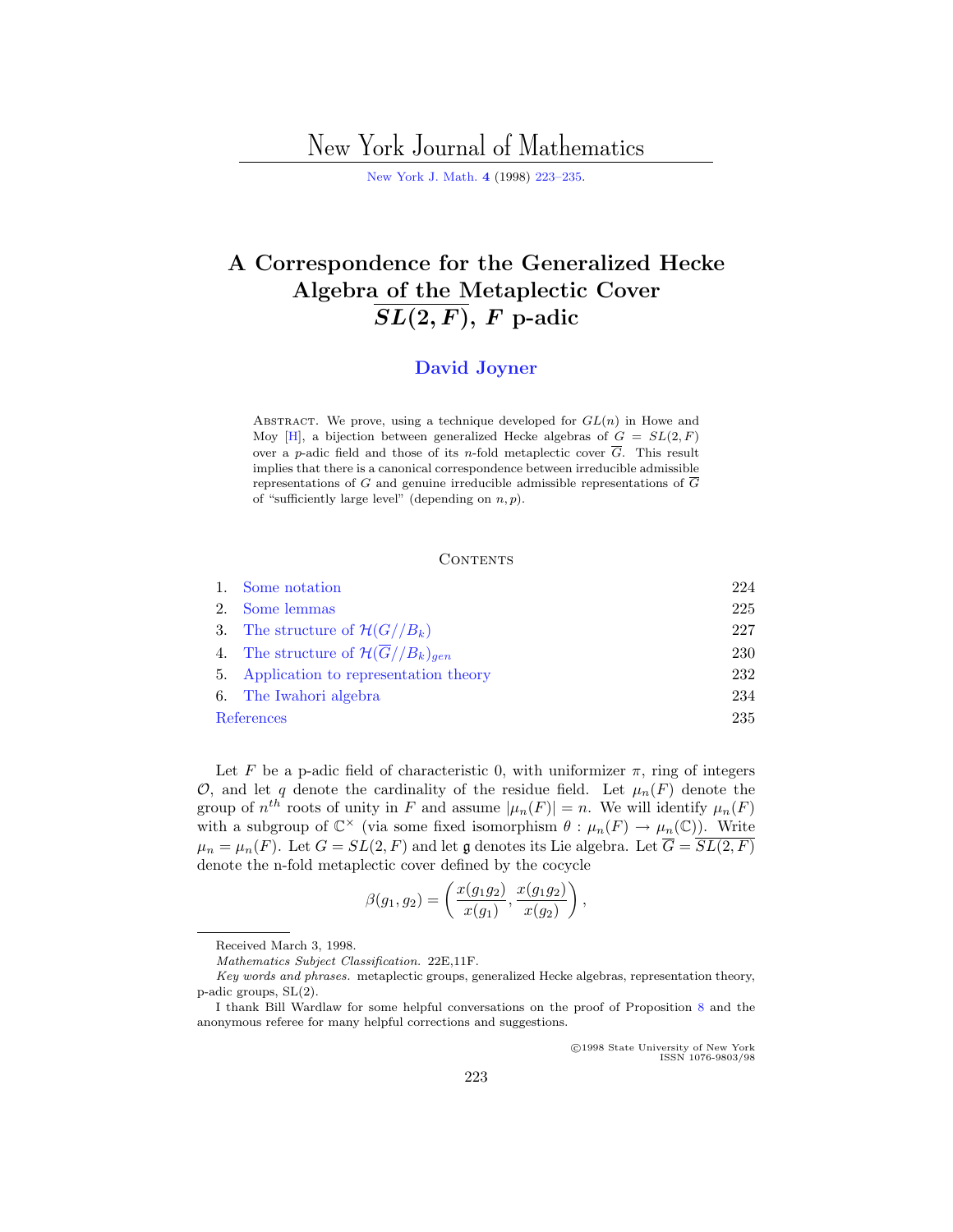# A Correspondence for the Generalized Hecke Algebra of the Metaplectic Cover $\overline{SL(2,F)}$, $F$ p-adic

**David Joyner**

Abstract. We prove, using a technique developed for $GL(n)$ in Howe and Moy [H], a bijection between generalized Hecke algebras of $G = SL(2, F)$ over a $p$-adic field and those of its $n$-fold metaplectic cover $\overline{G}$. This result implies that there is a canonical correspondence between irreducible admissible representations of $G$ and genuine irreducible admissible representations of $\overline{G}$ of "sufficiently large level" (depending on $n, p$).

## Contents

| | | |
|---|---|---|
| 1. | Some notation | 224 |
| 2. | Some lemmas | 225 |
| 3. | The structure of $\mathcal{H}(G//B_k)$ | 227 |
| 4. | The structure of $\mathcal{H}(\overline{G}//B_k)_{gen}$ | 230 |
| 5. | Application to representation theory | 232 |
| 6. | The Iwahori algebra | 234 |
| | References | 235 |

Let $F$ be a p-adic field of characteristic 0, with uniformizer $\pi$, ring of integers $\mathcal{O}$, and let $q$ denote the cardinality of the residue field. Let $\mu_n(F)$ denote the group of $n^{th}$ roots of unity in $F$ and assume $|\mu_n(F)| = n$. We will identify $\mu_n(F)$ with a subgroup of $\mathbb{C}^\times$ (via some fixed isomorphism $\theta : \mu_n(F) \to \mu_n(\mathbb{C})$). Write $\mu_n = \mu_n(F)$. Let $G = SL(2, F)$ and let $\mathfrak{g}$ denotes its Lie algebra. Let $\overline{G} = \overline{SL(2,F)}$ denote the n-fold metaplectic cover defined by the cocycle

$$\beta(g_1, g_2) = \left(\frac{x(g_1g_2)}{x(g_1)}, \frac{x(g_1g_2)}{x(g_2)}\right),$$

Received March 3, 1998.

*Mathematics Subject Classification.* 22E,11F.

*Key words and phrases.* metaplectic groups, generalized Hecke algebras, representation theory, p-adic groups, SL(2).

I thank Bill Wardlaw for some helpful conversations on the proof of Proposition 8 and the anonymous referee for many helpful corrections and suggestions.

©1998 State University of New York
ISSN 1076-9803/98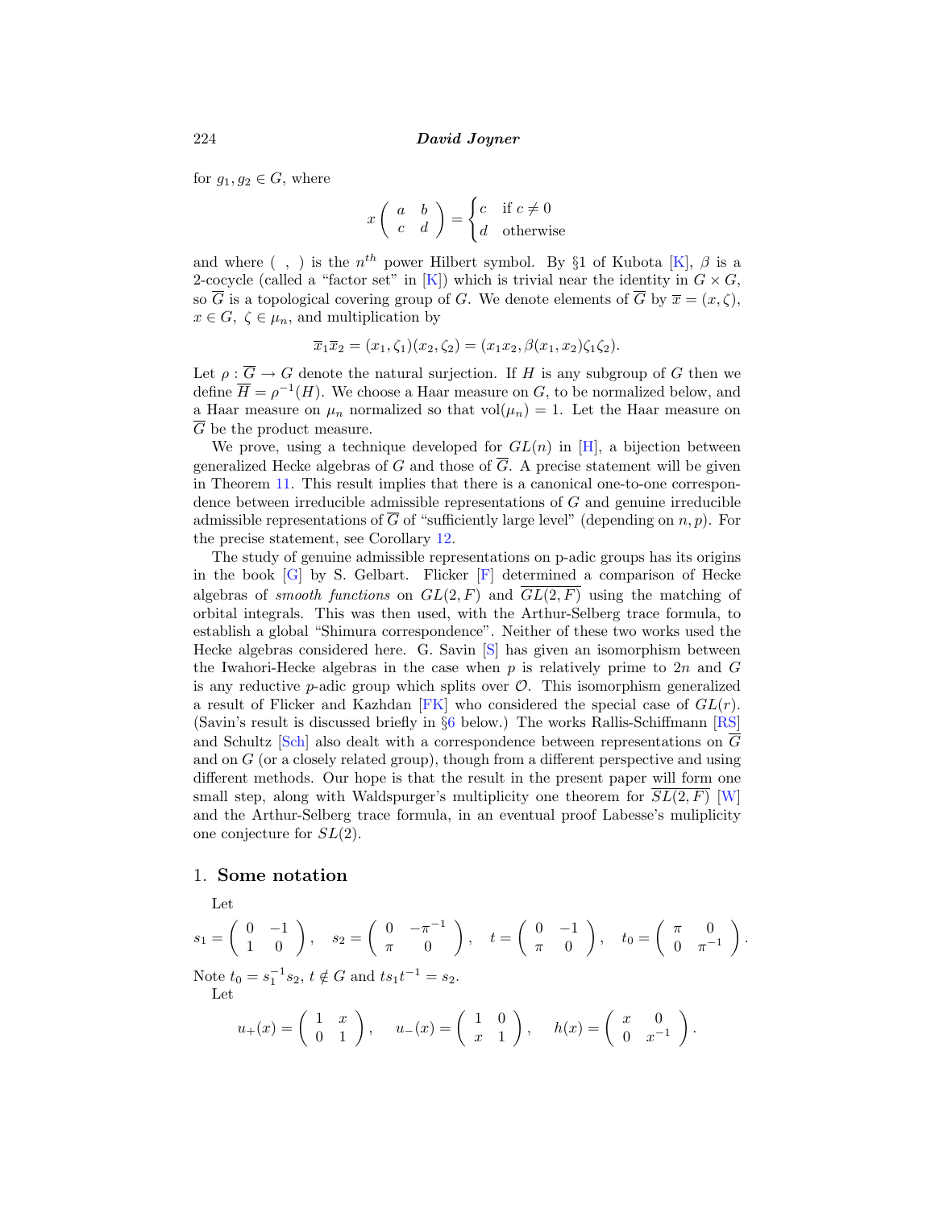for $g_1, g_2 \in G$, where

$$x\begin{pmatrix} a & b \\ c & d \end{pmatrix} = \begin{cases} c & \text{if } c \neq 0 \\ d & \text{otherwise} \end{cases}$$

and where $(\ ,\ )$ is the $n^{th}$ power Hilbert symbol. By §1 of Kubota [K], $\beta$ is a 2-cocycle (called a "factor set" in [K]) which is trivial near the identity in $G \times G$, so $\overline{G}$ is a topological covering group of $G$. We denote elements of $\overline{G}$ by $\overline{x} = (x, \zeta)$, $x \in G$, $\zeta \in \mu_n$, and multiplication by

$$\overline{x}_1 \overline{x}_2 = (x_1, \zeta_1)(x_2, \zeta_2) = (x_1 x_2, \beta(x_1, x_2)\zeta_1\zeta_2).$$

Let $\rho : \overline{G} \to G$ denote the natural surjection. If $H$ is any subgroup of $G$ then we define $\overline{H} = \rho^{-1}(H)$. We choose a Haar measure on $G$, to be normalized below, and a Haar measure on $\mu_n$ normalized so that $\mathrm{vol}(\mu_n) = 1$. Let the Haar measure on $\overline{G}$ be the product measure.

We prove, using a technique developed for $GL(n)$ in [H], a bijection between generalized Hecke algebras of $G$ and those of $\overline{G}$. A precise statement will be given in Theorem 11. This result implies that there is a canonical one-to-one correspondence between irreducible admissible representations of $G$ and genuine irreducible admissible representations of $\overline{G}$ of "sufficiently large level" (depending on $n, p$). For the precise statement, see Corollary 12.

The study of genuine admissible representations on p-adic groups has its origins in the book [G] by S. Gelbart. Flicker [F] determined a comparison of Hecke algebras of *smooth functions* on $GL(2, F)$ and $\overline{GL(2, F)}$ using the matching of orbital integrals. This was then used, with the Arthur-Selberg trace formula, to establish a global "Shimura correspondence". Neither of these two works used the Hecke algebras considered here. G. Savin [S] has given an isomorphism between the Iwahori-Hecke algebras in the case when $p$ is relatively prime to $2n$ and $G$ is any reductive $p$-adic group which splits over $\mathcal{O}$. This isomorphism generalized a result of Flicker and Kazhdan [FK] who considered the special case of $GL(r)$. (Savin's result is discussed briefly in §6 below.) The works Rallis-Schiffmann [RS] and Schultz [Sch] also dealt with a correspondence between representations on $\overline{G}$ and on $G$ (or a closely related group), though from a different perspective and using different methods. Our hope is that the result in the present paper will form one small step, along with Waldspurger's multiplicity one theorem for $\overline{SL(2, F)}$ [W] and the Arthur-Selberg trace formula, in an eventual proof Labesse's muliplicity one conjecture for $SL(2)$.

## 1. Some notation

Let

$$s_1 = \begin{pmatrix} 0 & -1 \\ 1 & 0 \end{pmatrix}, \quad s_2 = \begin{pmatrix} 0 & -\pi^{-1} \\ \pi & 0 \end{pmatrix}, \quad t = \begin{pmatrix} 0 & -1 \\ \pi & 0 \end{pmatrix}, \quad t_0 = \begin{pmatrix} \pi & 0 \\ 0 & \pi^{-1} \end{pmatrix}.$$

Note $t_0 = s_1^{-1} s_2$, $t \notin G$ and $t s_1 t^{-1} = s_2$.

Let

$$u_+(x) = \begin{pmatrix} 1 & x \\ 0 & 1 \end{pmatrix}, \quad u_-(x) = \begin{pmatrix} 1 & 0 \\ x & 1 \end{pmatrix}, \quad h(x) = \begin{pmatrix} x & 0 \\ 0 & x^{-1} \end{pmatrix}.$$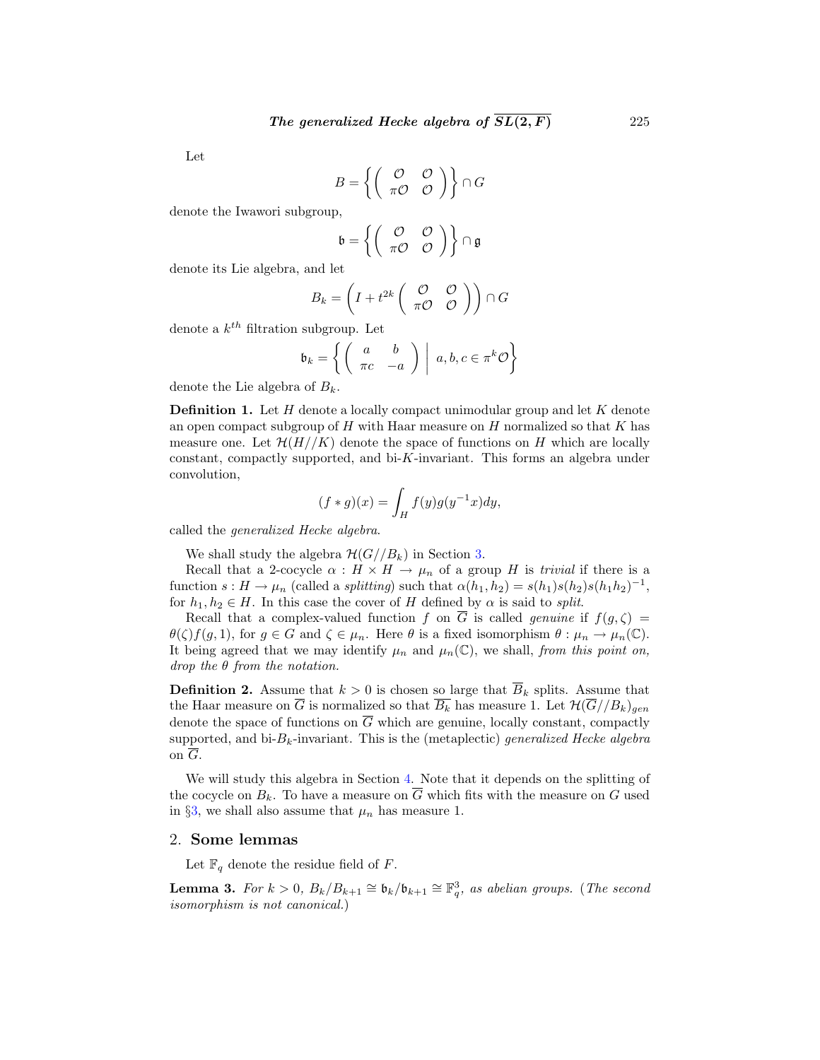Let

$$B = \left\{ \left( \begin{array}{cc} \mathcal{O} & \mathcal{O} \\ \pi\mathcal{O} & \mathcal{O} \end{array} \right) \right\} \cap G$$

denote the Iwawori subgroup,

$$\mathfrak{b} = \left\{ \left( \begin{array}{cc} \mathcal{O} & \mathcal{O} \\ \pi\mathcal{O} & \mathcal{O} \end{array} \right) \right\} \cap \mathfrak{g}$$

denote its Lie algebra, and let

$$B_k = \left( I + t^{2k} \left( \begin{array}{cc} \mathcal{O} & \mathcal{O} \\ \pi\mathcal{O} & \mathcal{O} \end{array} \right) \right) \cap G$$

denote a $k^{th}$ filtration subgroup. Let

$$\mathfrak{b}_k = \left\{ \left( \begin{array}{cc} a & b \\ \pi c & -a \end{array} \right) \;\middle|\; a, b, c \in \pi^k \mathcal{O} \right\}$$

denote the Lie algebra of $B_k$.

**Definition 1.** Let $H$ denote a locally compact unimodular group and let $K$ denote an open compact subgroup of $H$ with Haar measure on $H$ normalized so that $K$ has measure one. Let $\mathcal{H}(H//K)$ denote the space of functions on $H$ which are locally constant, compactly supported, and bi-$K$-invariant. This forms an algebra under convolution,

$$(f * g)(x) = \int_H f(y) g(y^{-1}x) dy,$$

called the *generalized Hecke algebra*.

We shall study the algebra $\mathcal{H}(G//B_k)$ in Section 3.

Recall that a 2-cocycle $\alpha : H \times H \to \mu_n$ of a group $H$ is *trivial* if there is a function $s : H \to \mu_n$ (called a *splitting*) such that $\alpha(h_1, h_2) = s(h_1)s(h_2)s(h_1h_2)^{-1}$, for $h_1, h_2 \in H$. In this case the cover of $H$ defined by $\alpha$ is said to *split*.

Recall that a complex-valued function $f$ on $\overline{G}$ is called *genuine* if $f(g, \zeta) = \theta(\zeta) f(g, 1)$, for $g \in G$ and $\zeta \in \mu_n$. Here $\theta$ is a fixed isomorphism $\theta : \mu_n \to \mu_n(\mathbb{C})$. It being agreed that we may identify $\mu_n$ and $\mu_n(\mathbb{C})$, we shall, *from this point on, drop the $\theta$ from the notation.*

**Definition 2.** Assume that $k > 0$ is chosen so large that $\overline{B}_k$ splits. Assume that the Haar measure on $\overline{G}$ is normalized so that $\overline{B_k}$ has measure 1. Let $\mathcal{H}(\overline{G}//B_k)_{gen}$ denote the space of functions on $\overline{G}$ which are genuine, locally constant, compactly supported, and bi-$B_k$-invariant. This is the (metaplectic) *generalized Hecke algebra* on $\overline{G}$.

We will study this algebra in Section 4. Note that it depends on the splitting of the cocycle on $B_k$. To have a measure on $\overline{G}$ which fits with the measure on $G$ used in §3, we shall also assume that $\mu_n$ has measure 1.

## 2. Some lemmas

Let $\mathbb{F}_q$ denote the residue field of $F$.

**Lemma 3.** *For $k > 0$, $B_k/B_{k+1} \cong \mathfrak{b}_k/\mathfrak{b}_{k+1} \cong \mathbb{F}_q^3$, as abelian groups. (The second isomorphism is not canonical.)*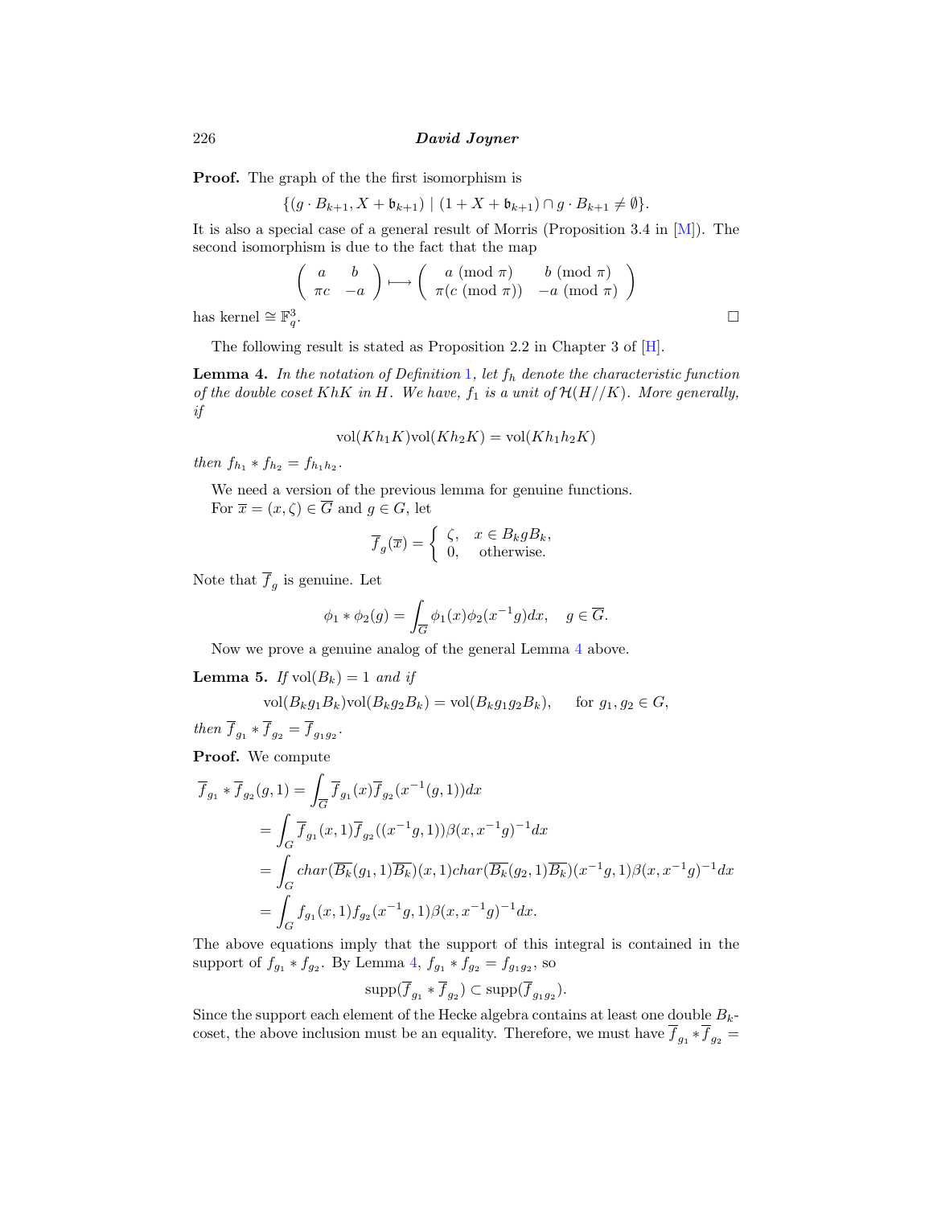**Proof.** The graph of the the first isomorphism is

$$\{(g \cdot B_{k+1}, X + \mathfrak{b}_{k+1}) \mid (1 + X + \mathfrak{b}_{k+1}) \cap g \cdot B_{k+1} \neq \emptyset\}.$$

It is also a special case of a general result of Morris (Proposition 3.4 in [M]). The second isomorphism is due to the fact that the map

$$\begin{pmatrix} a & b \\ \pi c & -a \end{pmatrix} \longmapsto \begin{pmatrix} a \pmod{\pi} & b \pmod{\pi} \\ \pi(c \pmod{\pi}) & -a \pmod{\pi} \end{pmatrix}$$

has kernel $\cong \mathbb{F}_q^3$. $\square$

The following result is stated as Proposition 2.2 in Chapter 3 of [H].

**Lemma 4.** *In the notation of Definition 1, let $f_h$ denote the characteristic function of the double coset $KhK$ in $H$. We have, $f_1$ is a unit of $\mathcal{H}(H//K)$. More generally, if*

$$\mathrm{vol}(Kh_1K)\mathrm{vol}(Kh_2K) = \mathrm{vol}(Kh_1h_2K)$$

*then $f_{h_1} * f_{h_2} = f_{h_1h_2}$.*

We need a version of the previous lemma for genuine functions.
For $\overline{x} = (x, \zeta) \in \overline{G}$ and $g \in G$, let

$$\overline{f}_g(\overline{x}) = \begin{cases} \zeta, & x \in B_k g B_k, \\ 0, & \text{otherwise}. \end{cases}$$

Note that $\overline{f}_g$ is genuine. Let

$$\phi_1 * \phi_2(g) = \int_{\overline{G}} \phi_1(x)\phi_2(x^{-1}g)dx, \quad g \in \overline{G}.$$

Now we prove a genuine analog of the general Lemma 4 above.

**Lemma 5.** *If $\mathrm{vol}(B_k) = 1$ and if*

$$\mathrm{vol}(B_k g_1 B_k)\mathrm{vol}(B_k g_2 B_k) = \mathrm{vol}(B_k g_1 g_2 B_k), \qquad \text{for } g_1, g_2 \in G,$$

*then $\overline{f}_{g_1} * \overline{f}_{g_2} = \overline{f}_{g_1g_2}$.*

**Proof.** We compute

$$\begin{aligned}
\overline{f}_{g_1} * \overline{f}_{g_2}(g,1) &= \int_{\overline{G}} \overline{f}_{g_1}(x)\overline{f}_{g_2}(x^{-1}(g,1))dx \\
&= \int_G \overline{f}_{g_1}(x,1)\overline{f}_{g_2}((x^{-1}g,1))\beta(x,x^{-1}g)^{-1}dx \\
&= \int_G char(\overline{B_k}(g_1,1)\overline{B_k})(x,1)char(\overline{B_k}(g_2,1)\overline{B_k})(x^{-1}g,1)\beta(x,x^{-1}g)^{-1}dx \\
&= \int_G f_{g_1}(x,1)f_{g_2}(x^{-1}g,1)\beta(x,x^{-1}g)^{-1}dx.
\end{aligned}$$

The above equations imply that the support of this integral is contained in the support of $f_{g_1} * f_{g_2}$. By Lemma 4, $f_{g_1} * f_{g_2} = f_{g_1g_2}$, so

$$\mathrm{supp}(\overline{f}_{g_1} * \overline{f}_{g_2}) \subset \mathrm{supp}(\overline{f}_{g_1g_2}).$$

Since the support each element of the Hecke algebra contains at least one double $B_k$-coset, the above inclusion must be an equality. Therefore, we must have $\overline{f}_{g_1} * \overline{f}_{g_2} =$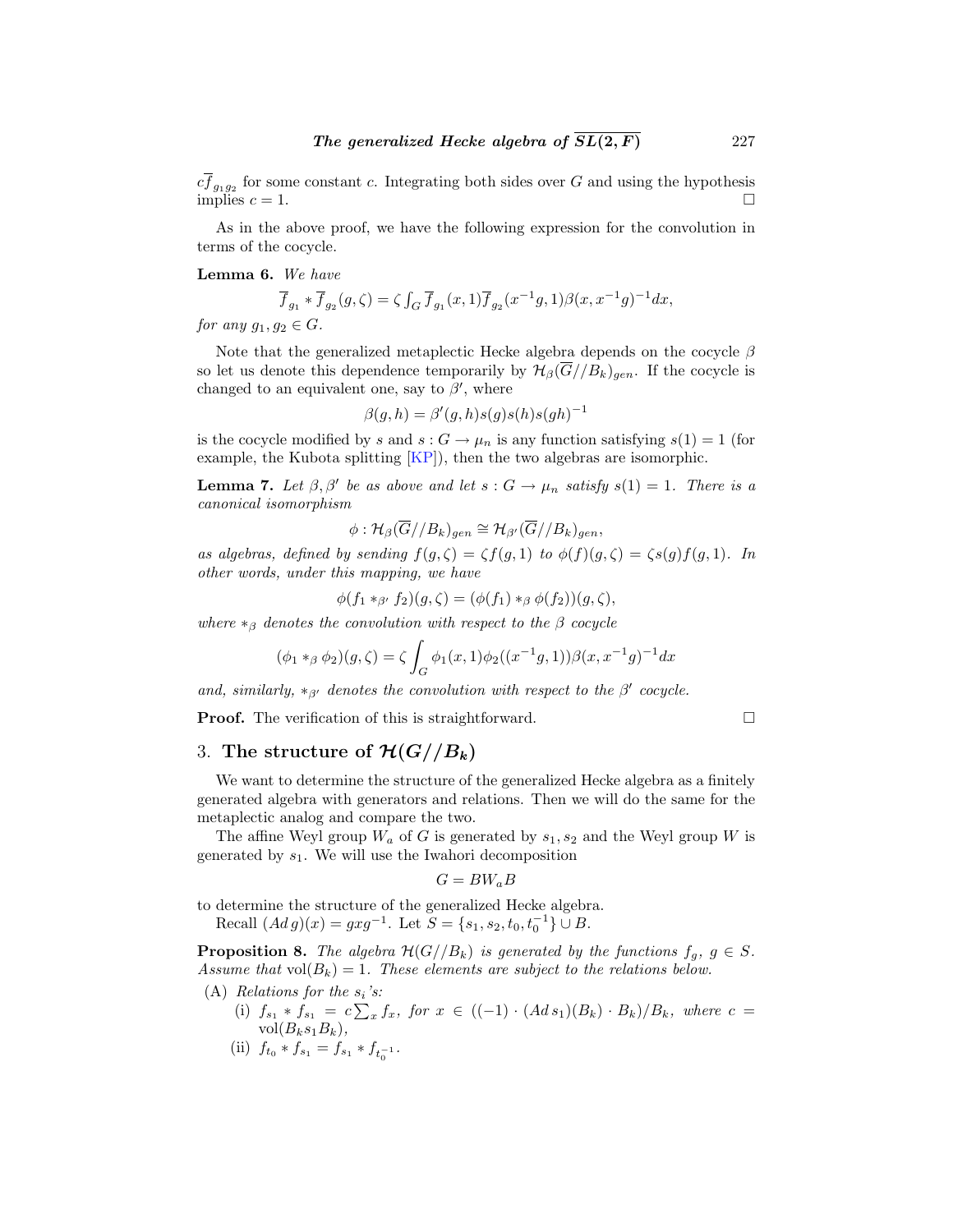$c\overline{f}_{g_1 g_2}$ for some constant $c$. Integrating both sides over $G$ and using the hypothesis implies $c = 1$. □

As in the above proof, we have the following expression for the convolution in terms of the cocycle.

**Lemma 6.** *We have*

$$\overline{f}_{g_1} * \overline{f}_{g_2}(g,\zeta) = \zeta \int_G \overline{f}_{g_1}(x,1)\overline{f}_{g_2}(x^{-1}g,1)\beta(x,x^{-1}g)^{-1}dx,$$

*for any* $g_1, g_2 \in G$.

Note that the generalized metaplectic Hecke algebra depends on the cocycle $\beta$ so let us denote this dependence temporarily by $\mathcal{H}_\beta(\overline{G}//B_k)_{gen}$. If the cocycle is changed to an equivalent one, say to $\beta'$, where

$$\beta(g,h) = \beta'(g,h)s(g)s(h)s(gh)^{-1}$$

is the cocycle modified by $s$ and $s : G \to \mu_n$ is any function satisfying $s(1) = 1$ (for example, the Kubota splitting [KP]), then the two algebras are isomorphic.

**Lemma 7.** *Let $\beta, \beta'$ be as above and let $s : G \to \mu_n$ satisfy $s(1) = 1$. There is a canonical isomorphism*

$$\phi : \mathcal{H}_\beta(\overline{G}//B_k)_{gen} \cong \mathcal{H}_{\beta'}(\overline{G}//B_k)_{gen},$$

*as algebras, defined by sending $f(g,\zeta) = \zeta f(g,1)$ to $\phi(f)(g,\zeta) = \zeta s(g) f(g,1)$. In other words, under this mapping, we have*

$$\phi(f_1 *_{\beta'} f_2)(g,\zeta) = (\phi(f_1) *_\beta \phi(f_2))(g,\zeta),$$

*where $*_\beta$ denotes the convolution with respect to the $\beta$ cocycle*

$$(\phi_1 *_\beta \phi_2)(g,\zeta) = \zeta \int_G \phi_1(x,1)\phi_2((x^{-1}g,1))\beta(x,x^{-1}g)^{-1}dx$$

*and, similarly, $*_{\beta'}$ denotes the convolution with respect to the $\beta'$ cocycle.*

**Proof.** The verification of this is straightforward. □

## 3. The structure of $\mathcal{H}(G//B_k)$

We want to determine the structure of the generalized Hecke algebra as a finitely generated algebra with generators and relations. Then we will do the same for the metaplectic analog and compare the two.

The affine Weyl group $W_a$ of $G$ is generated by $s_1, s_2$ and the Weyl group $W$ is generated by $s_1$. We will use the Iwahori decomposition

$$G = BW_aB$$

to determine the structure of the generalized Hecke algebra.

Recall $(Ad\, g)(x) = gxg^{-1}$. Let $S = \{s_1, s_2, t_0, t_0^{-1}\} \cup B$.

**Proposition 8.** *The algebra $\mathcal{H}(G//B_k)$ is generated by the functions $f_g$, $g \in S$. Assume that $\mathrm{vol}(B_k) = 1$. These elements are subject to the relations below.*

(A) *Relations for the $s_i$'s:*

  (i) $f_{s_1} * f_{s_1} = c\sum_x f_x$, *for $x \in ((-1)\cdot(Ad\, s_1)(B_k)\cdot B_k)/B_k$, where $c = \mathrm{vol}(B_k s_1 B_k)$,*

  (ii) $f_{t_0} * f_{s_1} = f_{s_1} * f_{t_0^{-1}}$.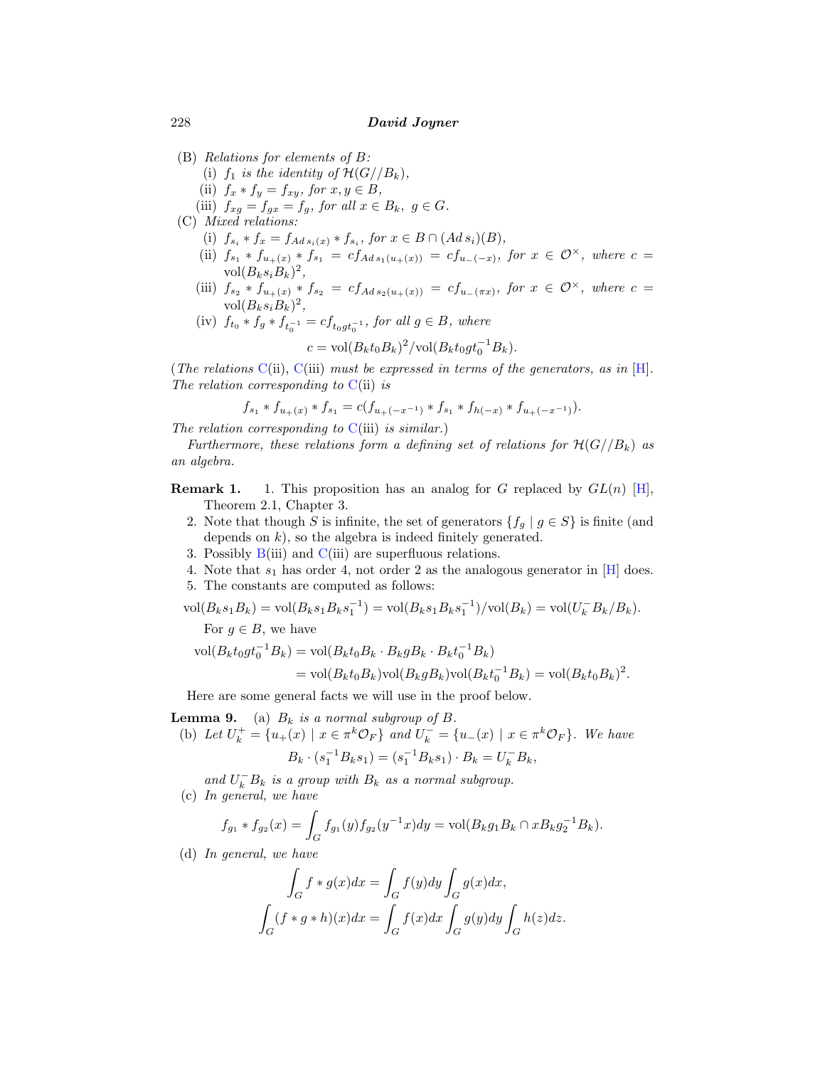(B) *Relations for elements of $B$:*

   (i) $f_1$ *is the identity of* $\mathcal{H}(G//B_k)$,

   (ii) $f_x * f_y = f_{xy}$, *for* $x, y \in B$,

   (iii) $f_{xg} = f_{gx} = f_g$, *for all* $x \in B_k,\ g \in G$.

(C) *Mixed relations:*

   (i) $f_{s_i} * f_x = f_{Ad\, s_i(x)} * f_{s_i}$, *for* $x \in B \cap (Ad\, s_i)(B)$,

   (ii) $f_{s_1} * f_{u_+(x)} * f_{s_1} = c f_{Ad\, s_1(u_+(x))} = c f_{u_-(-x)}$, *for* $x \in \mathcal{O}^\times$, *where* $c = \mathrm{vol}(B_k s_i B_k)^2$,

   (iii) $f_{s_2} * f_{u_+(x)} * f_{s_2} = c f_{Ad\, s_2(u_+(x))} = c f_{u_-(\pi x)}$, *for* $x \in \mathcal{O}^\times$, *where* $c = \mathrm{vol}(B_k s_i B_k)^2$,

   (iv) $f_{t_0} * f_g * f_{t_0^{-1}} = c f_{t_0 g t_0^{-1}}$, *for all* $g \in B$, *where*

$$c = \mathrm{vol}(B_k t_0 B_k)^2 / \mathrm{vol}(B_k t_0 g t_0^{-1} B_k).$$

(*The relations* C(ii), C(iii) *must be expressed in terms of the generators, as in* [H]. *The relation corresponding to* C(ii) *is*

$$f_{s_1} * f_{u_+(x)} * f_{s_1} = c(f_{u_+(-x^{-1})} * f_{s_1} * f_{h(-x)} * f_{u_+(-x^{-1})}).$$

*The relation corresponding to* C(iii) *is similar.*)

*Furthermore, these relations form a defining set of relations for* $\mathcal{H}(G//B_k)$ *as an algebra.*

**Remark 1.** 1. This proposition has an analog for $G$ replaced by $GL(n)$ [H], Theorem 2.1, Chapter 3.

2. Note that though $S$ is infinite, the set of generators $\{f_g \mid g \in S\}$ is finite (and depends on $k$), so the algebra is indeed finitely generated.
3. Possibly B(iii) and C(iii) are superfluous relations.
4. Note that $s_1$ has order 4, not order 2 as the analogous generator in [H] does.
5. The constants are computed as follows:

$$\mathrm{vol}(B_k s_1 B_k) = \mathrm{vol}(B_k s_1 B_k s_1^{-1}) = \mathrm{vol}(B_k s_1 B_k s_1^{-1})/\mathrm{vol}(B_k) = \mathrm{vol}(U_k^- B_k / B_k).$$

For $g \in B$, we have

$$\begin{aligned}\mathrm{vol}(B_k t_0 g t_0^{-1} B_k) &= \mathrm{vol}(B_k t_0 B_k \cdot B_k g B_k \cdot B_k t_0^{-1} B_k) \\ &= \mathrm{vol}(B_k t_0 B_k)\mathrm{vol}(B_k g B_k)\mathrm{vol}(B_k t_0^{-1} B_k) = \mathrm{vol}(B_k t_0 B_k)^2.\end{aligned}$$

Here are some general facts we will use in the proof below.

**Lemma 9.** (a) *$B_k$ is a normal subgroup of $B$.*

(b) *Let* $U_k^+ = \{u_+(x) \mid x \in \pi^k \mathcal{O}_F\}$ *and* $U_k^- = \{u_-(x) \mid x \in \pi^k \mathcal{O}_F\}$. *We have*

$$B_k \cdot (s_1^{-1} B_k s_1) = (s_1^{-1} B_k s_1) \cdot B_k = U_k^- B_k,$$

*and* $U_k^- B_k$ *is a group with* $B_k$ *as a normal subgroup.*

(c) *In general, we have*

$$f_{g_1} * f_{g_2}(x) = \int_G f_{g_1}(y) f_{g_2}(y^{-1}x) dy = \mathrm{vol}(B_k g_1 B_k \cap x B_k g_2^{-1} B_k).$$

(d) *In general, we have*

$$\int_G f * g(x) dx = \int_G f(y) dy \int_G g(x) dx,$$

$$\int_G (f * g * h)(x) dx = \int_G f(x) dx \int_G g(y) dy \int_G h(z) dz.$$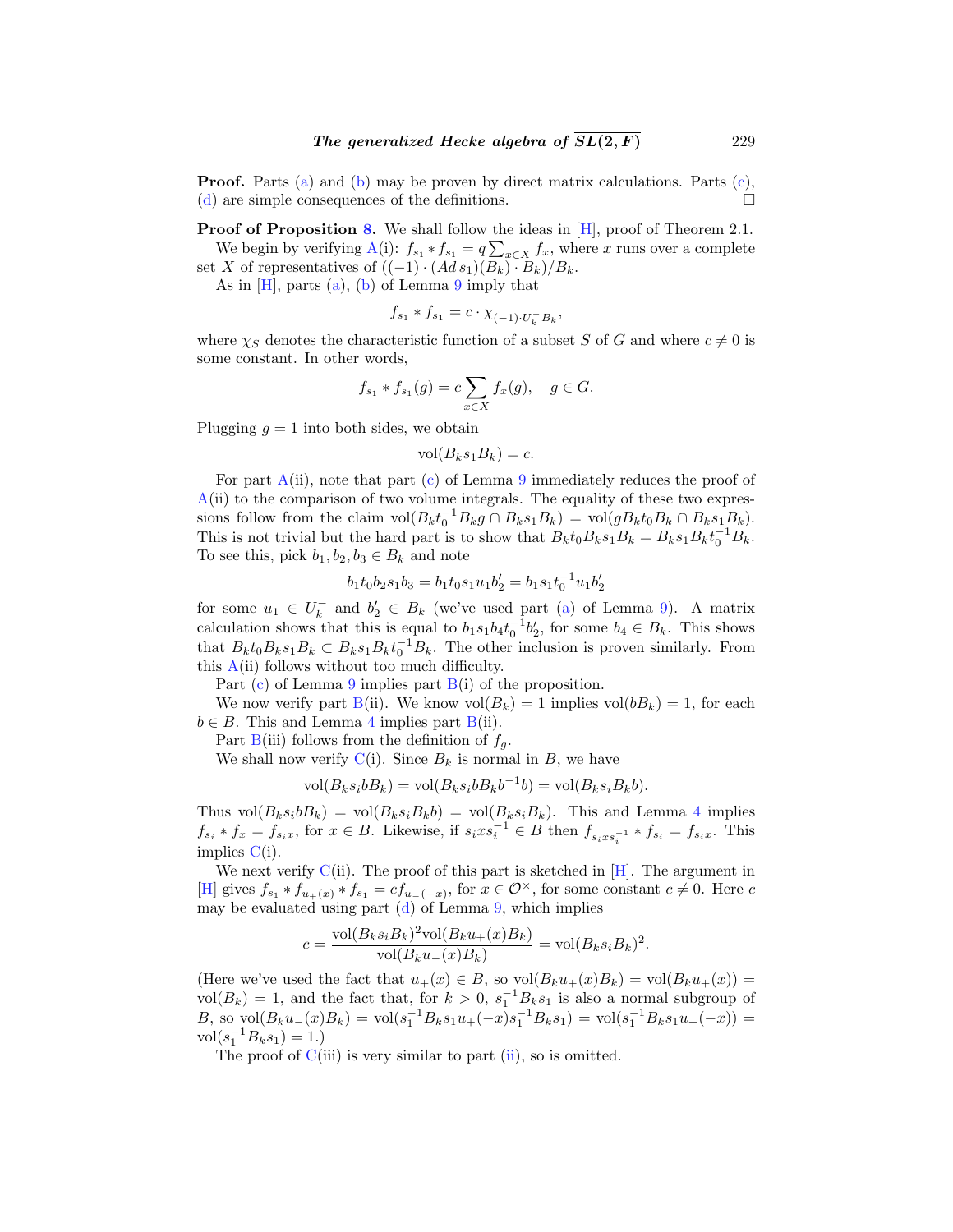**Proof.** Parts (a) and (b) may be proven by direct matrix calculations. Parts (c), (d) are simple consequences of the definitions. $\square$

**Proof of Proposition 8.** We shall follow the ideas in [H], proof of Theorem 2.1.

We begin by verifying A(i): $f_{s_1} * f_{s_1} = q\sum_{x\in X} f_x$, where $x$ runs over a complete set $X$ of representatives of $((-1)\cdot (Ad\, s_1)(B_k)\cdot B_k)/B_k$.

As in [H], parts (a), (b) of Lemma 9 imply that

$$f_{s_1} * f_{s_1} = c\cdot \chi_{(-1)\cdot U_k^- B_k},$$

where $\chi_S$ denotes the characteristic function of a subset $S$ of $G$ and where $c \neq 0$ is some constant. In other words,

$$f_{s_1} * f_{s_1}(g) = c \sum_{x\in X} f_x(g), \quad g \in G.$$

Plugging $g = 1$ into both sides, we obtain

$$\mathrm{vol}(B_k s_1 B_k) = c.$$

For part A(ii), note that part (c) of Lemma 9 immediately reduces the proof of A(ii) to the comparison of two volume integrals. The equality of these two expressions follow from the claim $\mathrm{vol}(B_k t_0^{-1} B_k g \cap B_k s_1 B_k) = \mathrm{vol}(g B_k t_0 B_k \cap B_k s_1 B_k)$. This is not trivial but the hard part is to show that $B_k t_0 B_k s_1 B_k = B_k s_1 B_k t_0^{-1} B_k$. To see this, pick $b_1, b_2, b_3 \in B_k$ and note

$$b_1 t_0 b_2 s_1 b_3 = b_1 t_0 s_1 u_1 b_2' = b_1 s_1 t_0^{-1} u_1 b_2'$$

for some $u_1 \in U_k^-$ and $b_2' \in B_k$ (we've used part (a) of Lemma 9). A matrix calculation shows that this is equal to $b_1 s_1 b_4 t_0^{-1} b_2'$, for some $b_4 \in B_k$. This shows that $B_k t_0 B_k s_1 B_k \subset B_k s_1 B_k t_0^{-1} B_k$. The other inclusion is proven similarly. From this A(ii) follows without too much difficulty.

Part (c) of Lemma 9 implies part B(i) of the proposition.

We now verify part B(ii). We know $\mathrm{vol}(B_k) = 1$ implies $\mathrm{vol}(bB_k) = 1$, for each $b \in B$. This and Lemma 4 implies part B(ii).

Part B(iii) follows from the definition of $f_g$.

We shall now verify C(i). Since $B_k$ is normal in $B$, we have

$$\mathrm{vol}(B_k s_i b B_k) = \mathrm{vol}(B_k s_i b B_k b^{-1} b) = \mathrm{vol}(B_k s_i B_k b).$$

Thus $\mathrm{vol}(B_k s_i b B_k) = \mathrm{vol}(B_k s_i B_k b) = \mathrm{vol}(B_k s_i B_k)$. This and Lemma 4 implies $f_{s_i} * f_x = f_{s_i x}$, for $x \in B$. Likewise, if $s_i x s_i^{-1} \in B$ then $f_{s_i x s_i^{-1}} * f_{s_i} = f_{s_i x}$. This implies C(i).

We next verify C(ii). The proof of this part is sketched in [H]. The argument in [H] gives $f_{s_1} * f_{u_+(x)} * f_{s_1} = c f_{u_-(-x)}$, for $x \in \mathcal{O}^\times$, for some constant $c \neq 0$. Here $c$ may be evaluated using part (d) of Lemma 9, which implies

$$c = \frac{\mathrm{vol}(B_k s_i B_k)^2 \mathrm{vol}(B_k u_+(x) B_k)}{\mathrm{vol}(B_k u_-(x) B_k)} = \mathrm{vol}(B_k s_i B_k)^2.$$

(Here we've used the fact that $u_+(x) \in B$, so $\mathrm{vol}(B_k u_+(x) B_k) = \mathrm{vol}(B_k u_+(x)) = \mathrm{vol}(B_k) = 1$, and the fact that, for $k > 0$, $s_1^{-1} B_k s_1$ is also a normal subgroup of $B$, so $\mathrm{vol}(B_k u_-(x) B_k) = \mathrm{vol}(s_1^{-1} B_k s_1 u_+(-x) s_1^{-1} B_k s_1) = \mathrm{vol}(s_1^{-1} B_k s_1 u_+(-x)) = \mathrm{vol}(s_1^{-1} B_k s_1) = 1$.)

The proof of C(iii) is very similar to part (ii), so is omitted.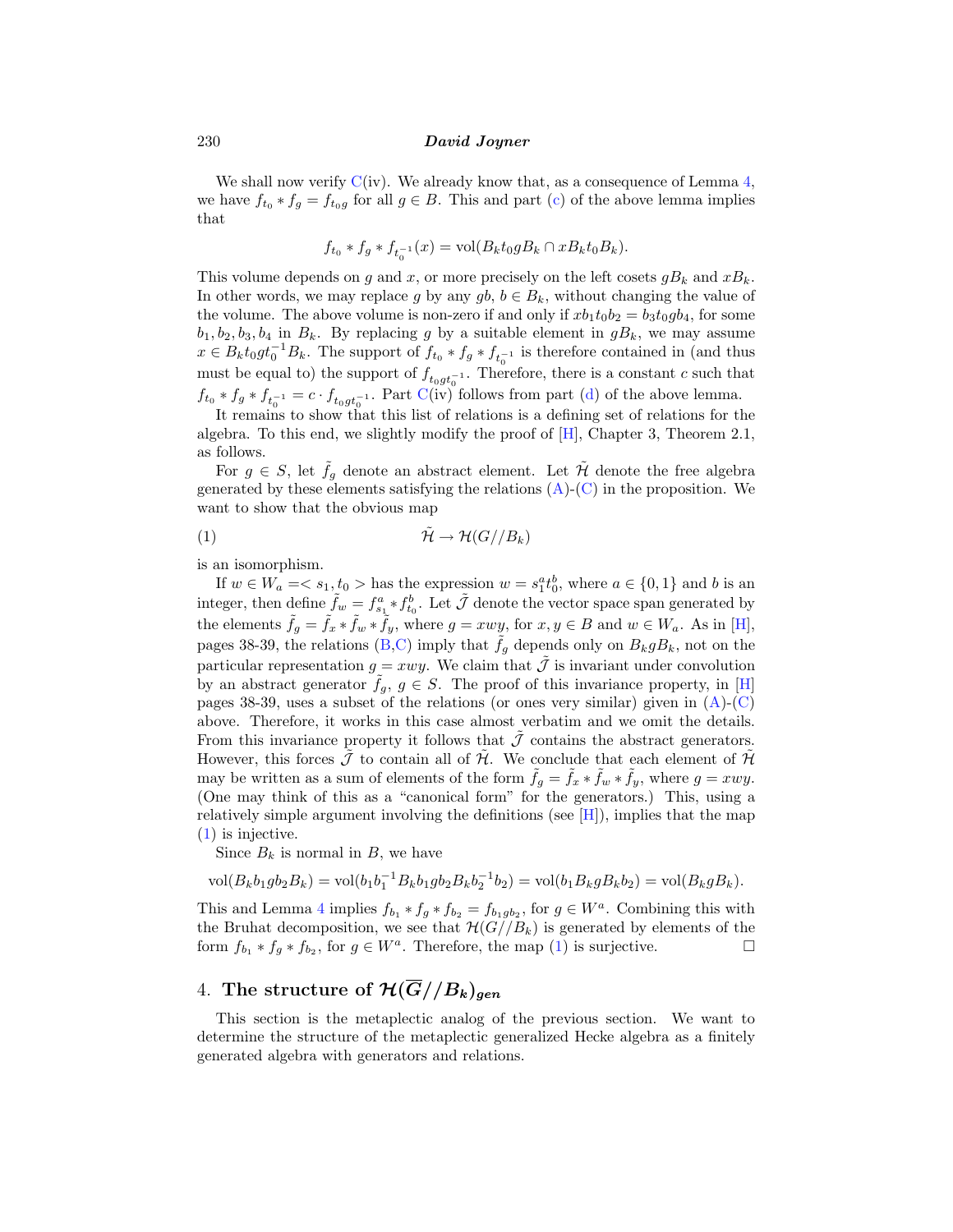We shall now verify C(iv). We already know that, as a consequence of Lemma 4, we have $f_{t_0} * f_g = f_{t_0 g}$ for all $g \in B$. This and part (c) of the above lemma implies that

$$f_{t_0} * f_g * f_{t_0^{-1}}(x) = \mathrm{vol}(B_k t_0 g B_k \cap x B_k t_0 B_k).$$

This volume depends on $g$ and $x$, or more precisely on the left cosets $gB_k$ and $xB_k$. In other words, we may replace $g$ by any $gb$, $b \in B_k$, without changing the value of the volume. The above volume is non-zero if and only if $xb_1t_0b_2 = b_3t_0gb_4$, for some $b_1, b_2, b_3, b_4$ in $B_k$. By replacing $g$ by a suitable element in $gB_k$, we may assume $x \in B_k t_0 g t_0^{-1} B_k$. The support of $f_{t_0} * f_g * f_{t_0^{-1}}$ is therefore contained in (and thus must be equal to) the support of $f_{t_0 g t_0^{-1}}$. Therefore, there is a constant $c$ such that $f_{t_0} * f_g * f_{t_0^{-1}} = c \cdot f_{t_0 g t_0^{-1}}$. Part C(iv) follows from part (d) of the above lemma.

It remains to show that this list of relations is a defining set of relations for the algebra. To this end, we slightly modify the proof of [H], Chapter 3, Theorem 2.1, as follows.

For $g \in S$, let $\tilde{f}_g$ denote an abstract element. Let $\tilde{\mathcal{H}}$ denote the free algebra generated by these elements satisfying the relations (A)-(C) in the proposition. We want to show that the obvious map

$$\tilde{\mathcal{H}} \to \mathcal{H}(G//B_k) \tag{1}$$

is an isomorphism.

If $w \in W_a =< s_1, t_0 >$ has the expression $w = s_1^a t_0^b$, where $a \in \{0,1\}$ and $b$ is an integer, then define $\tilde{f}_w = f_{s_1}^a * f_{t_0}^b$. Let $\tilde{\mathcal{J}}$ denote the vector space span generated by the elements $\tilde{f}_g = \tilde{f}_x * \tilde{f}_w * \tilde{f}_y$, where $g = xwy$, for $x, y \in B$ and $w \in W_a$. As in [H], pages 38-39, the relations (B,C) imply that $\tilde{f}_g$ depends only on $B_k g B_k$, not on the particular representation $g = xwy$. We claim that $\tilde{\mathcal{J}}$ is invariant under convolution by an abstract generator $\tilde{f}_g$, $g \in S$. The proof of this invariance property, in [H] pages 38-39, uses a subset of the relations (or ones very similar) given in (A)-(C) above. Therefore, it works in this case almost verbatim and we omit the details. From this invariance property it follows that $\tilde{\mathcal{J}}$ contains the abstract generators. However, this forces $\tilde{\mathcal{J}}$ to contain all of $\tilde{\mathcal{H}}$. We conclude that each element of $\tilde{\mathcal{H}}$ may be written as a sum of elements of the form $\tilde{f}_g = \tilde{f}_x * \tilde{f}_w * \tilde{f}_y$, where $g = xwy$. (One may think of this as a "canonical form" for the generators.) This, using a relatively simple argument involving the definitions (see [H]), implies that the map (1) is injective.

Since $B_k$ is normal in $B$, we have

$$\mathrm{vol}(B_k b_1 g b_2 B_k) = \mathrm{vol}(b_1 b_1^{-1} B_k b_1 g b_2 B_k b_2^{-1} b_2) = \mathrm{vol}(b_1 B_k g B_k b_2) = \mathrm{vol}(B_k g B_k).$$

This and Lemma 4 implies $f_{b_1} * f_g * f_{b_2} = f_{b_1 g b_2}$, for $g \in W^a$. Combining this with the Bruhat decomposition, we see that $\mathcal{H}(G//B_k)$ is generated by elements of the form $f_{b_1} * f_g * f_{b_2}$, for $g \in W^a$. Therefore, the map (1) is surjective. □

## 4. The structure of $\mathcal{H}(\overline{G}//B_k)_{gen}$

This section is the metaplectic analog of the previous section. We want to determine the structure of the metaplectic generalized Hecke algebra as a finitely generated algebra with generators and relations.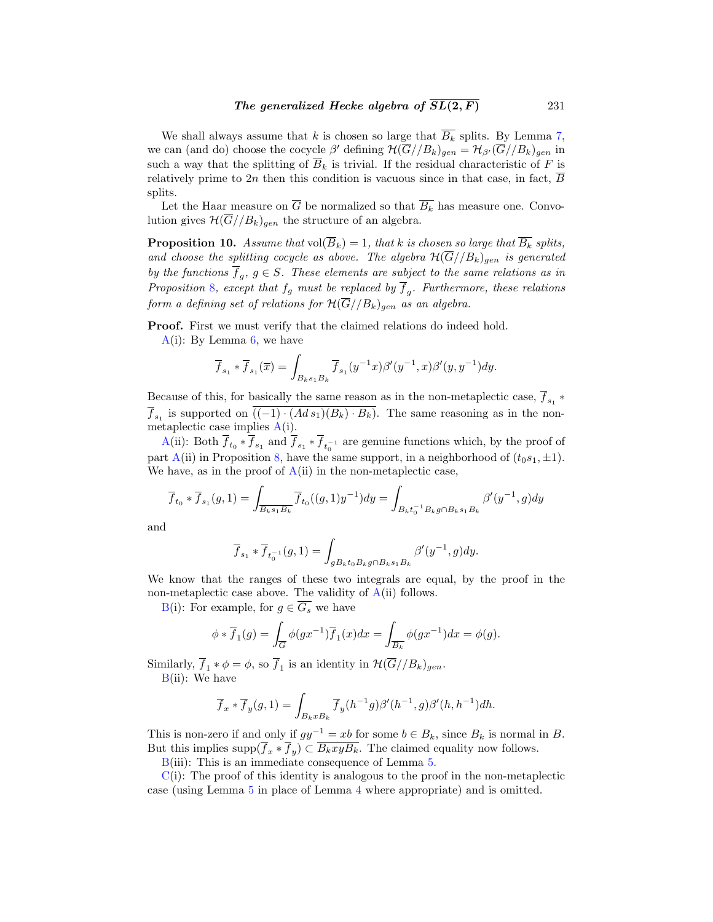We shall always assume that $k$ is chosen so large that $\overline{B_k}$ splits. By Lemma 7, we can (and do) choose the cocycle $\beta'$ defining $\mathcal{H}(\overline{G}//B_k)_{gen} = \mathcal{H}_{\beta'}(\overline{G}//B_k)_{gen}$ in such a way that the splitting of $\overline{B}_k$ is trivial. If the residual characteristic of $F$ is relatively prime to $2n$ then this condition is vacuous since in that case, in fact, $\overline{B}$ splits.

Let the Haar measure on $\overline{G}$ be normalized so that $\overline{B_k}$ has measure one. Convolution gives $\mathcal{H}(\overline{G}//B_k)_{gen}$ the structure of an algebra.

**Proposition 10.** *Assume that* $\operatorname{vol}(\overline{B}_k) = 1$*, that* $k$ *is chosen so large that* $\overline{B_k}$ *splits, and choose the splitting cocycle as above. The algebra* $\mathcal{H}(\overline{G}//B_k)_{gen}$ *is generated by the functions* $\overline{f}_g$*,* $g \in S$*. These elements are subject to the same relations as in Proposition 8, except that* $f_g$ *must be replaced by* $\overline{f}_g$*. Furthermore, these relations form a defining set of relations for* $\mathcal{H}(\overline{G}//B_k)_{gen}$ *as an algebra.*

**Proof.** First we must verify that the claimed relations do indeed hold.

A(i): By Lemma 6, we have

$$\overline{f}_{s_1} * \overline{f}_{s_1}(\overline{x}) = \int_{B_k s_1 B_k} \overline{f}_{s_1}(y^{-1}x)\beta'(y^{-1},x)\beta'(y,y^{-1})dy.$$

Because of this, for basically the same reason as in the non-metaplectic case, $\overline{f}_{s_1} * \overline{f}_{s_1}$ is supported on $\overline{((-1)\cdot(Ad\, s_1)(B_k)\cdot B_k)}$. The same reasoning as in the non-metaplectic case implies A(i).

A(ii): Both $\overline{f}_{t_0} * \overline{f}_{s_1}$ and $\overline{f}_{s_1} * \overline{f}_{t_0^{-1}}$ are genuine functions which, by the proof of part A(ii) in Proposition 8, have the same support, in a neighborhood of $(t_0 s_1, \pm 1)$. We have, as in the proof of A(ii) in the non-metaplectic case,

$$\overline{f}_{t_0} * \overline{f}_{s_1}(g,1) = \int_{\overline{B_k s_1 B_k}} \overline{f}_{t_0}((g,1)y^{-1})dy = \int_{B_k t_0^{-1} B_k g \cap B_k s_1 B_k} \beta'(y^{-1},g)dy$$

and

$$\overline{f}_{s_1} * \overline{f}_{t_0^{-1}}(g,1) = \int_{g B_k t_0 B_k g \cap B_k s_1 B_k} \beta'(y^{-1},g)dy.$$

We know that the ranges of these two integrals are equal, by the proof in the non-metaplectic case above. The validity of A(ii) follows.

B(i): For example, for $g \in \overline{G_s}$ we have

$$\phi * \overline{f}_1(g) = \int_{\overline{G}} \phi(gx^{-1})\overline{f}_1(x)dx = \int_{\overline{B_k}} \phi(gx^{-1})dx = \phi(g).$$

Similarly, $\overline{f}_1 * \phi = \phi$, so $\overline{f}_1$ is an identity in $\mathcal{H}(\overline{G}//B_k)_{gen}$.

B(ii): We have

$$\overline{f}_x * \overline{f}_y(g,1) = \int_{B_k x B_k} \overline{f}_y(h^{-1}g)\beta'(h^{-1},g)\beta'(h,h^{-1})dh.$$

This is non-zero if and only if $gy^{-1} = xb$ for some $b \in B_k$, since $B_k$ is normal in $B$. But this implies $\operatorname{supp}(\overline{f}_x * \overline{f}_y) \subset \overline{B_k xy B_k}$. The claimed equality now follows.

B(iii): This is an immediate consequence of Lemma 5.

C(i): The proof of this identity is analogous to the proof in the non-metaplectic case (using Lemma 5 in place of Lemma 4 where appropriate) and is omitted.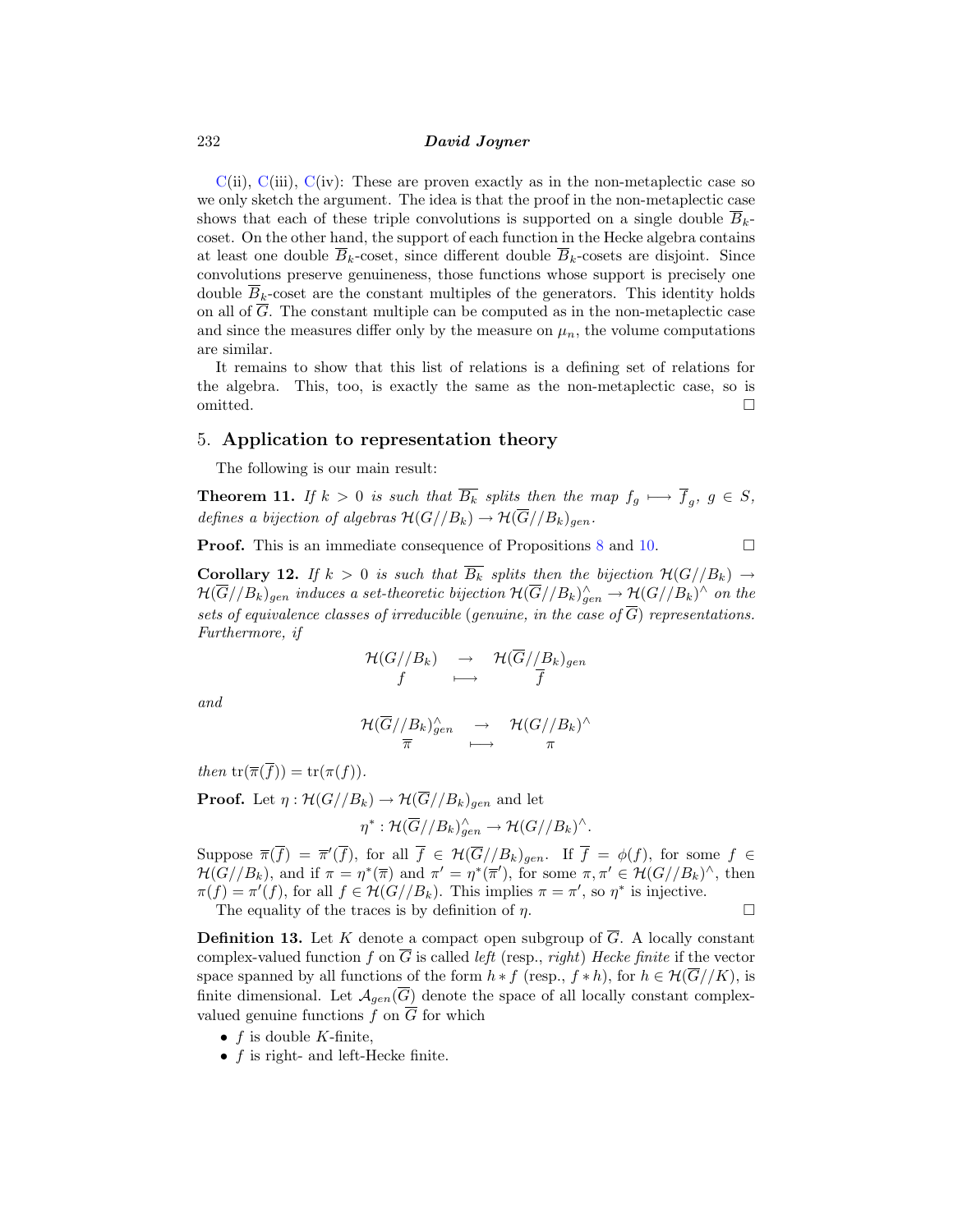C(ii), C(iii), C(iv): These are proven exactly as in the non-metaplectic case so we only sketch the argument. The idea is that the proof in the non-metaplectic case shows that each of these triple convolutions is supported on a single double $\overline{B}_k$-coset. On the other hand, the support of each function in the Hecke algebra contains at least one double $\overline{B}_k$-coset, since different double $\overline{B}_k$-cosets are disjoint. Since convolutions preserve genuineness, those functions whose support is precisely one double $\overline{B}_k$-coset are the constant multiples of the generators. This identity holds on all of $\overline{G}$. The constant multiple can be computed as in the non-metaplectic case and since the measures differ only by the measure on $\mu_n$, the volume computations are similar.

It remains to show that this list of relations is a defining set of relations for the algebra. This, too, is exactly the same as the non-metaplectic case, so is omitted. □

## 5. Application to representation theory

The following is our main result:

**Theorem 11.** *If $k > 0$ is such that $\overline{B_k}$ splits then the map $f_g \longmapsto \overline{f}_g$, $g \in S$, defines a bijection of algebras $\mathcal{H}(G//B_k) \to \mathcal{H}(\overline{G}//B_k)_{gen}$.*

**Proof.** This is an immediate consequence of Propositions 8 and 10. □

**Corollary 12.** *If $k > 0$ is such that $\overline{B_k}$ splits then the bijection $\mathcal{H}(G//B_k) \to \mathcal{H}(\overline{G}//B_k)_{gen}$ induces a set-theoretic bijection $\mathcal{H}(\overline{G}//B_k)^\wedge_{gen} \to \mathcal{H}(G//B_k)^\wedge$ on the sets of equivalence classes of irreducible (genuine, in the case of $\overline{G}$) representations. Furthermore, if*

$$\begin{array}{ccc} \mathcal{H}(G//B_k) & \to & \mathcal{H}(\overline{G}//B_k)_{gen} \\ f & \longmapsto & \overline{f} \end{array}$$

*and*

$$\begin{array}{ccc} \mathcal{H}(\overline{G}//B_k)^\wedge_{gen} & \to & \mathcal{H}(G//B_k)^\wedge \\ \overline{\pi} & \longmapsto & \pi \end{array}$$

*then $\mathrm{tr}(\overline{\pi}(\overline{f})) = \mathrm{tr}(\pi(f))$.*

**Proof.** Let $\eta : \mathcal{H}(G//B_k) \to \mathcal{H}(\overline{G}//B_k)_{gen}$ and let

$$\eta^* : \mathcal{H}(\overline{G}//B_k)^\wedge_{gen} \to \mathcal{H}(G//B_k)^\wedge.$$

Suppose $\overline{\pi}(\overline{f}) = \overline{\pi}'(\overline{f})$, for all $\overline{f} \in \mathcal{H}(\overline{G}//B_k)_{gen}$. If $\overline{f} = \phi(f)$, for some $f \in \mathcal{H}(G//B_k)$, and if $\pi = \eta^*(\overline{\pi})$ and $\pi' = \eta^*(\overline{\pi}')$, for some $\pi, \pi' \in \mathcal{H}(G//B_k)^\wedge$, then $\pi(f) = \pi'(f)$, for all $f \in \mathcal{H}(G//B_k)$. This implies $\pi = \pi'$, so $\eta^*$ is injective.

The equality of the traces is by definition of $\eta$. □

**Definition 13.** Let $K$ denote a compact open subgroup of $\overline{G}$. A locally constant complex-valued function $f$ on $\overline{G}$ is called *left* (resp., *right*) *Hecke finite* if the vector space spanned by all functions of the form $h * f$ (resp., $f * h$), for $h \in \mathcal{H}(\overline{G}//K)$, is finite dimensional. Let $\mathcal{A}_{gen}(\overline{G})$ denote the space of all locally constant complex-valued genuine functions $f$ on $\overline{G}$ for which

- $f$ is double $K$-finite,
- $f$ is right- and left-Hecke finite.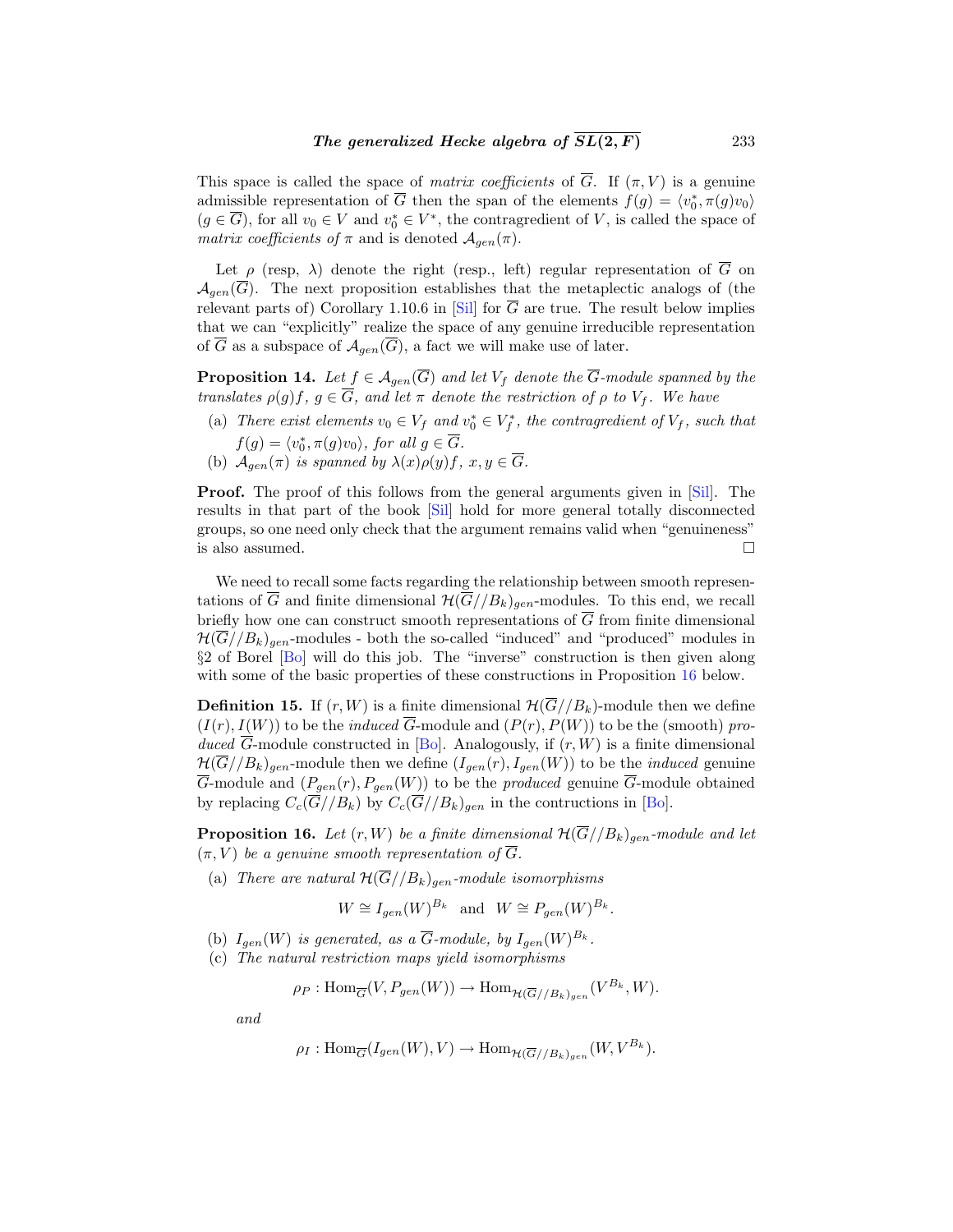This space is called the space of *matrix coefficients* of $\overline{G}$. If $(\pi, V)$ is a genuine admissible representation of $\overline{G}$ then the span of the elements $f(g) = \langle v_0^*, \pi(g)v_0 \rangle$ $(g \in \overline{G})$, for all $v_0 \in V$ and $v_0^* \in V^*$, the contragredient of $V$, is called the space of *matrix coefficients of* $\pi$ and is denoted $\mathcal{A}_{gen}(\pi)$.

Let $\rho$ (resp, $\lambda$) denote the right (resp., left) regular representation of $\overline{G}$ on $\mathcal{A}_{gen}(\overline{G})$. The next proposition establishes that the metaplectic analogs of (the relevant parts of) Corollary 1.10.6 in [Sil] for $\overline{G}$ are true. The result below implies that we can "explicitly" realize the space of any genuine irreducible representation of $\overline{G}$ as a subspace of $\mathcal{A}_{gen}(\overline{G})$, a fact we will make use of later.

**Proposition 14.** *Let $f \in \mathcal{A}_{gen}(\overline{G})$ and let $V_f$ denote the $\overline{G}$-module spanned by the translates $\rho(g)f$, $g \in \overline{G}$, and let $\pi$ denote the restriction of $\rho$ to $V_f$. We have*

- (a) *There exist elements $v_0 \in V_f$ and $v_0^* \in V_f^*$, the contragredient of $V_f$, such that $f(g) = \langle v_0^*, \pi(g)v_0 \rangle$, for all $g \in \overline{G}$.*
- (b) *$\mathcal{A}_{gen}(\pi)$ is spanned by $\lambda(x)\rho(y)f$, $x, y \in \overline{G}$.*

**Proof.** The proof of this follows from the general arguments given in [Sil]. The results in that part of the book [Sil] hold for more general totally disconnected groups, so one need only check that the argument remains valid when "genuineness" is also assumed. □

We need to recall some facts regarding the relationship between smooth representations of $\overline{G}$ and finite dimensional $\mathcal{H}(\overline{G}//B_k)_{gen}$-modules. To this end, we recall briefly how one can construct smooth representations of $\overline{G}$ from finite dimensional $\mathcal{H}(\overline{G}//B_k)_{gen}$-modules - both the so-called "induced" and "produced" modules in §2 of Borel [Bo] will do this job. The "inverse" construction is then given along with some of the basic properties of these constructions in Proposition 16 below.

**Definition 15.** If $(r, W)$ is a finite dimensional $\mathcal{H}(\overline{G}//B_k)$-module then we define $(I(r), I(W))$ to be the *induced* $\overline{G}$-module and $(P(r), P(W))$ to be the (smooth) *produced* $\overline{G}$-module constructed in [Bo]. Analogously, if $(r, W)$ is a finite dimensional $\mathcal{H}(\overline{G}//B_k)_{gen}$-module then we define $(I_{gen}(r), I_{gen}(W))$ to be the *induced* genuine $\overline{G}$-module and $(P_{gen}(r), P_{gen}(W))$ to be the *produced* genuine $\overline{G}$-module obtained by replacing $C_c(\overline{G}//B_k)$ by $C_c(\overline{G}//B_k)_{gen}$ in the contructions in [Bo].

**Proposition 16.** *Let $(r, W)$ be a finite dimensional $\mathcal{H}(\overline{G}//B_k)_{gen}$-module and let $(\pi, V)$ be a genuine smooth representation of $\overline{G}$.*

- (a) *There are natural $\mathcal{H}(\overline{G}//B_k)_{gen}$-module isomorphisms*

$$W \cong I_{gen}(W)^{B_k} \quad \text{and} \quad W \cong P_{gen}(W)^{B_k}.$$

- (b) *$I_{gen}(W)$ is generated, as a $\overline{G}$-module, by $I_{gen}(W)^{B_k}$.*
- (c) *The natural restriction maps yield isomorphisms*

$$\rho_P : \mathrm{Hom}_{\overline{G}}(V, P_{gen}(W)) \to \mathrm{Hom}_{\mathcal{H}(\overline{G}//B_k)_{gen}}(V^{B_k}, W).$$

*and*

$$\rho_I : \mathrm{Hom}_{\overline{G}}(I_{gen}(W), V) \to \mathrm{Hom}_{\mathcal{H}(\overline{G}//B_k)_{gen}}(W, V^{B_k}).$$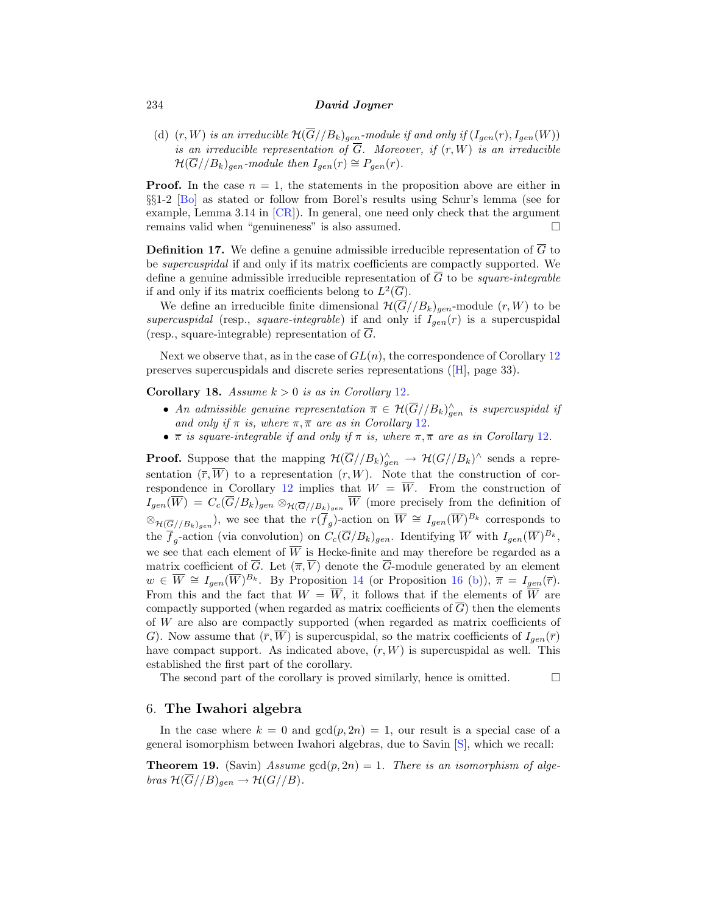(d) $(r, W)$ *is an irreducible* $\mathcal{H}(\overline{G}//B_k)_{gen}$*-module if and only if* $(I_{gen}(r), I_{gen}(W))$ *is an irreducible representation of* $\overline{G}$*. Moreover, if* $(r, W)$ *is an irreducible* $\mathcal{H}(\overline{G}//B_k)_{gen}$*-module then* $I_{gen}(r) \cong P_{gen}(r)$*.*

**Proof.** In the case $n = 1$, the statements in the proposition above are either in §§1-2 [Bo] as stated or follow from Borel's results using Schur's lemma (see for example, Lemma 3.14 in [CR]). In general, one need only check that the argument remains valid when "genuineness" is also assumed. □

**Definition 17.** We define a genuine admissible irreducible representation of $\overline{G}$ to be *supercuspidal* if and only if its matrix coefficients are compactly supported. We define a genuine admissible irreducible representation of $\overline{G}$ to be *square-integrable* if and only if its matrix coefficients belong to $L^2(\overline{G})$.

We define an irreducible finite dimensional $\mathcal{H}(\overline{G}//B_k)_{gen}$-module $(r, W)$ to be *supercuspidal* (resp., *square-integrable*) if and only if $I_{gen}(r)$ is a supercuspidal (resp., square-integrable) representation of $\overline{G}$.

Next we observe that, as in the case of $GL(n)$, the correspondence of Corollary 12 preserves supercuspidals and discrete series representations ([H], page 33).

**Corollary 18.** *Assume* $k > 0$ *is as in Corollary 12.*

- *An admissible genuine representation* $\overline{\pi} \in \mathcal{H}(\overline{G}//B_k)^{\wedge}_{gen}$ *is supercuspidal if and only if* $\pi$ *is, where* $\pi, \overline{\pi}$ *are as in Corollary 12.*
- $\overline{\pi}$ *is square-integrable if and only if* $\pi$ *is, where* $\pi, \overline{\pi}$ *are as in Corollary 12.*

**Proof.** Suppose that the mapping $\mathcal{H}(\overline{G}//B_k)^{\wedge}_{gen} \to \mathcal{H}(G//B_k)^{\wedge}$ sends a representation $(\overline{r}, \overline{W})$ to a representation $(r, W)$. Note that the construction of correspondence in Corollary 12 implies that $W = \overline{W}$. From the construction of $I_{gen}(\overline{W}) = C_c(\overline{G}/B_k)_{gen} \otimes_{\mathcal{H}(\overline{G}//B_k)_{gen}} \overline{W}$ (more precisely from the definition of $\otimes_{\mathcal{H}(\overline{G}//B_k)_{gen}}$), we see that the $r(\overline{f}_g)$-action on $\overline{W} \cong I_{gen}(\overline{W})^{B_k}$ corresponds to the $\overline{f}_g$-action (via convolution) on $C_c(\overline{G}/B_k)_{gen}$. Identifying $\overline{W}$ with $I_{gen}(\overline{W})^{B_k}$, we see that each element of $\overline{W}$ is Hecke-finite and may therefore be regarded as a matrix coefficient of $\overline{G}$. Let $(\overline{\pi}, \overline{V})$ denote the $\overline{G}$-module generated by an element $w \in \overline{W} \cong I_{gen}(\overline{W})^{B_k}$. By Proposition 14 (or Proposition 16 (b)), $\overline{\pi} = I_{gen}(\overline{r})$. From this and the fact that $W = \overline{W}$, it follows that if the elements of $\overline{W}$ are compactly supported (when regarded as matrix coefficients of $\overline{G}$) then the elements of $W$ are also are compactly supported (when regarded as matrix coefficients of $G$). Now assume that $(\overline{r}, \overline{W})$ is supercuspidal, so the matrix coefficients of $I_{gen}(\overline{r})$ have compact support. As indicated above, $(r, W)$ is supercuspidal as well. This established the first part of the corollary.

The second part of the corollary is proved similarly, hence is omitted. □

## 6. The Iwahori algebra

In the case where $k = 0$ and $\gcd(p, 2n) = 1$, our result is a special case of a general isomorphism between Iwahori algebras, due to Savin [S], which we recall:

**Theorem 19.** (Savin) *Assume* $\gcd(p, 2n) = 1$*. There is an isomorphism of algebras* $\mathcal{H}(\overline{G}//B)_{gen} \to \mathcal{H}(G//B)$*.*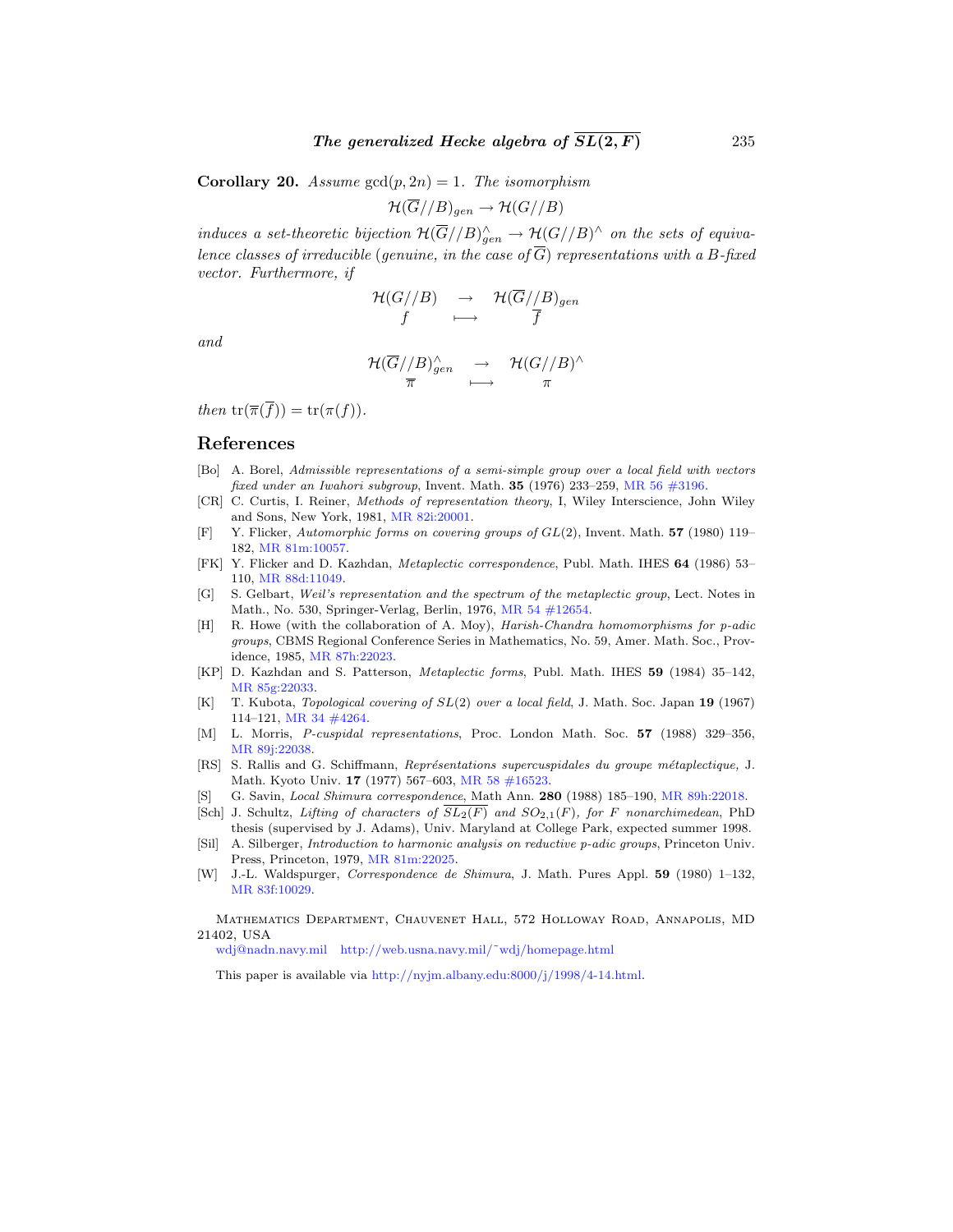**Corollary 20.** *Assume* $\gcd(p, 2n) = 1$. *The isomorphism*

$$\mathcal{H}(\overline{G}//B)_{gen} \to \mathcal{H}(G//B)$$

*induces a set-theoretic bijection* $\mathcal{H}(\overline{G}//B)^{\wedge}_{gen} \to \mathcal{H}(G//B)^{\wedge}$ *on the sets of equivalence classes of irreducible (genuine, in the case of* $\overline{G}$*) representations with a* $B$*-fixed vector. Furthermore, if*

$$\begin{array}{ccc} \mathcal{H}(G//B) & \to & \mathcal{H}(\overline{G}//B)_{gen} \\ f & \longmapsto & \overline{f} \end{array}$$

*and*

$$\begin{array}{ccc} \mathcal{H}(\overline{G}//B)^{\wedge}_{gen} & \to & \mathcal{H}(G//B)^{\wedge} \\ \overline{\pi} & \longmapsto & \pi \end{array}$$

*then* $\operatorname{tr}(\overline{\pi}(\overline{f})) = \operatorname{tr}(\pi(f))$.

## References

[Bo] A. Borel, *Admissible representations of a semi-simple group over a local field with vectors fixed under an Iwahori subgroup*, Invent. Math. **35** (1976) 233–259, MR 56 #3196.

[CR] C. Curtis, I. Reiner, *Methods of representation theory*, I, Wiley Interscience, John Wiley and Sons, New York, 1981, MR 82i:20001.

[F] Y. Flicker, *Automorphic forms on covering groups of* $GL(2)$, Invent. Math. **57** (1980) 119–182, MR 81m:10057.

[FK] Y. Flicker and D. Kazhdan, *Metaplectic correspondence*, Publ. Math. IHES **64** (1986) 53–110, MR 88d:11049.

[G] S. Gelbart, *Weil's representation and the spectrum of the metaplectic group*, Lect. Notes in Math., No. 530, Springer-Verlag, Berlin, 1976, MR 54 #12654.

[H] R. Howe (with the collaboration of A. Moy), *Harish-Chandra homomorphisms for p-adic groups*, CBMS Regional Conference Series in Mathematics, No. 59, Amer. Math. Soc., Providence, 1985, MR 87h:22023.

[KP] D. Kazhdan and S. Patterson, *Metaplectic forms*, Publ. Math. IHES **59** (1984) 35–142, MR 85g:22033.

[K] T. Kubota, *Topological covering of* $SL(2)$ *over a local field*, J. Math. Soc. Japan **19** (1967) 114–121, MR 34 #4264.

[M] L. Morris, *P-cuspidal representations*, Proc. London Math. Soc. **57** (1988) 329–356, MR 89j:22038.

[RS] S. Rallis and G. Schiffmann, *Représentations supercuspidales du groupe métaplectique,* J. Math. Kyoto Univ. **17** (1977) 567–603, MR 58 #16523.

[S] G. Savin, *Local Shimura correspondence*, Math Ann. **280** (1988) 185–190, MR 89h:22018.

[Sch] J. Schultz, *Lifting of characters of* $\overline{SL_2(F)}$ *and* $SO_{2,1}(F)$*, for* $F$ *nonarchimedean*, PhD thesis (supervised by J. Adams), Univ. Maryland at College Park, expected summer 1998.

[Sil] A. Silberger, *Introduction to harmonic analysis on reductive p-adic groups*, Princeton Univ. Press, Princeton, 1979, MR 81m:22025.

[W] J.-L. Waldspurger, *Correspondence de Shimura*, J. Math. Pures Appl. **59** (1980) 1–132, MR 83f:10029.

Mathematics Department, Chauvenet Hall, 572 Holloway Road, Annapolis, MD 21402, USA

wdj@nadn.navy.mil http://web.usna.navy.mil/~wdj/homepage.html

This paper is available via http://nyjm.albany.edu:8000/j/1998/4-14.html.